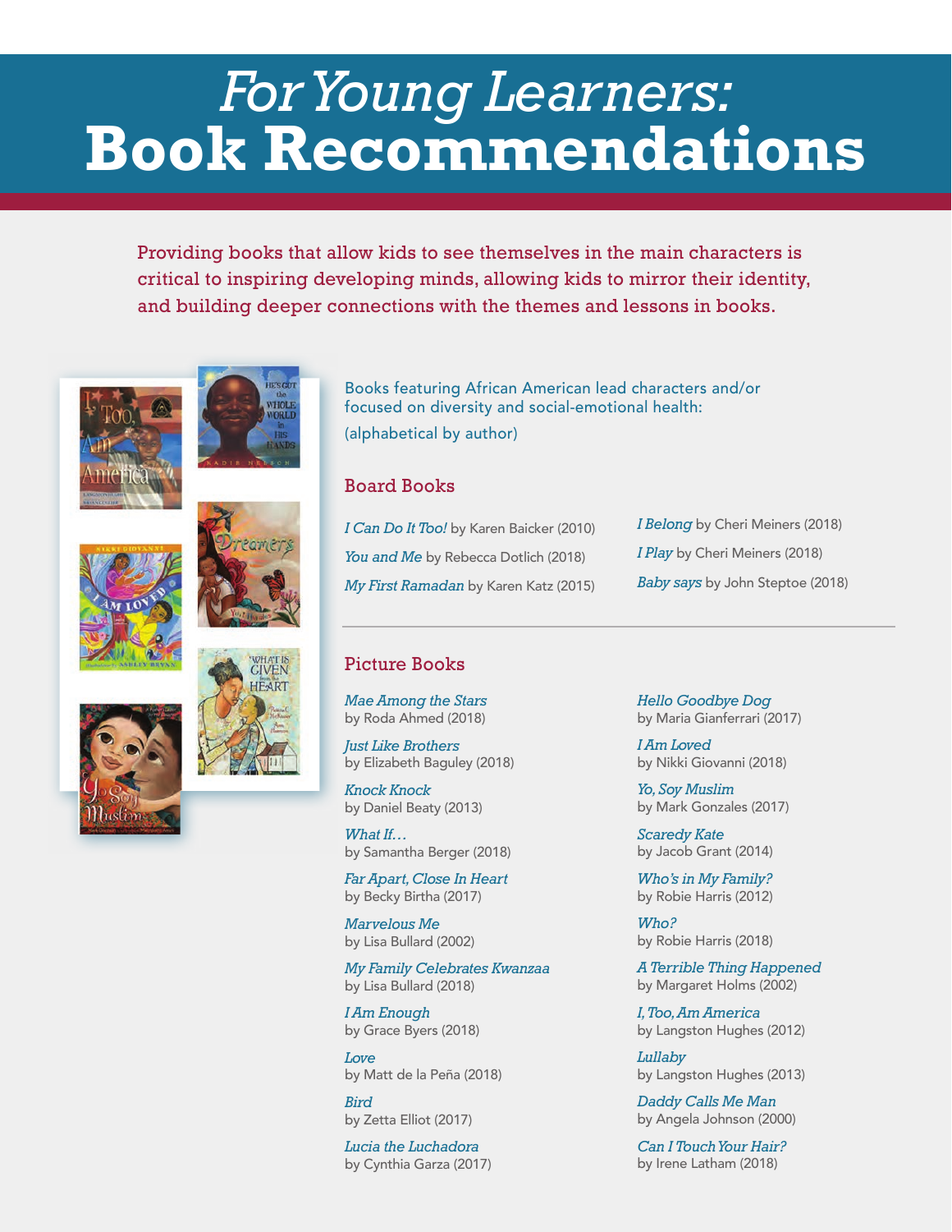# *For Young Learners:* **Book Recommendations**

Providing books that allow kids to see themselves in the main characters is critical to inspiring developing minds, allowing kids to mirror their identity, and building deeper connections with the themes and lessons in books.

Books featuring African American lead characters and/or focused on diversity and social-emotional health:
(alphabetical by author)

## Board Books

- *I Can Do It Too!* by Karen Baicker (2010)
- *You and Me* by Rebecca Dotlich (2018)
- *My First Ramadan* by Karen Katz (2015)
- *I Belong* by Cheri Meiners (2018)
- *I Play* by Cheri Meiners (2018)
- *Baby says* by John Steptoe (2018)

## Picture Books

- *Mae Among the Stars* by Roda Ahmed (2018)
- *Just Like Brothers* by Elizabeth Baguley (2018)
- *Knock Knock* by Daniel Beaty (2013)
- *What If…* by Samantha Berger (2018)
- *Far Apart, Close In Heart* by Becky Birtha (2017)
- *Marvelous Me* by Lisa Bullard (2002)
- *My Family Celebrates Kwanzaa* by Lisa Bullard (2018)
- *I Am Enough* by Grace Byers (2018)
- *Love* by Matt de la Peña (2018)
- *Bird* by Zetta Elliot (2017)
- *Lucia the Luchadora* by Cynthia Garza (2017)
- *Hello Goodbye Dog* by Maria Gianferrari (2017)
- *I Am Loved* by Nikki Giovanni (2018)
- *Yo, Soy Muslim* by Mark Gonzales (2017)
- *Scaredy Kate* by Jacob Grant (2014)
- *Who's in My Family?* by Robie Harris (2012)
- *Who?* by Robie Harris (2018)
- *A Terrible Thing Happened* by Margaret Holms (2002)
- *I, Too, Am America* by Langston Hughes (2012)
- *Lullaby* by Langston Hughes (2013)
- *Daddy Calls Me Man* by Angela Johnson (2000)
- *Can I Touch Your Hair?* by Irene Latham (2018)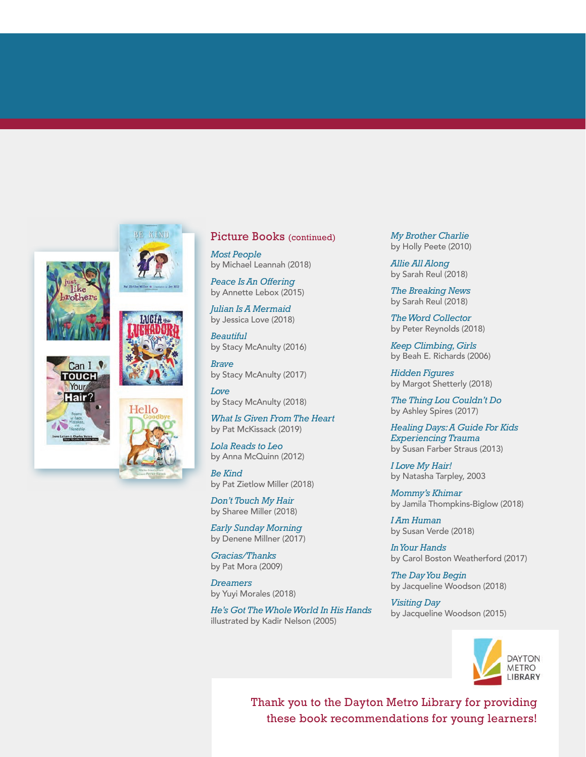## Picture Books (continued)

*Most People*
by Michael Leannah (2018)

*Peace Is An Offering*
by Annette Lebox (2015)

*Julian Is A Mermaid*
by Jessica Love (2018)

*Beautiful*
by Stacy McAnulty (2016)

*Brave*
by Stacy McAnulty (2017)

*Love*
by Stacy McAnulty (2018)

*What Is Given From The Heart*
by Pat McKissack (2019)

*Lola Reads to Leo*
by Anna McQuinn (2012)

*Be Kind*
by Pat Zietlow Miller (2018)

*Don't Touch My Hair*
by Sharee Miller (2018)

*Early Sunday Morning*
by Denene Millner (2017)

*Gracias/Thanks*
by Pat Mora (2009)

*Dreamers*
by Yuyi Morales (2018)

*He's Got The Whole World In His Hands*
illustrated by Kadir Nelson (2005)

*My Brother Charlie*
by Holly Peete (2010)

*Allie All Along*
by Sarah Reul (2018)

*The Breaking News*
by Sarah Reul (2018)

*The Word Collector*
by Peter Reynolds (2018)

*Keep Climbing, Girls*
by Beah E. Richards (2006)

*Hidden Figures*
by Margot Shetterly (2018)

*The Thing Lou Couldn't Do*
by Ashley Spires (2017)

*Healing Days: A Guide For Kids Experiencing Trauma*
by Susan Farber Straus (2013)

*I Love My Hair!*
by Natasha Tarpley, 2003

*Mommy's Khimar*
by Jamila Thompkins-Biglow (2018)

*I Am Human*
by Susan Verde (2018)

*In Your Hands*
by Carol Boston Weatherford (2017)

*The Day You Begin*
by Jacqueline Woodson (2018)

*Visiting Day*
by Jacqueline Woodson (2015)

DAYTON METRO LIBRARY

Thank you to the Dayton Metro Library for providing these book recommendations for young learners!